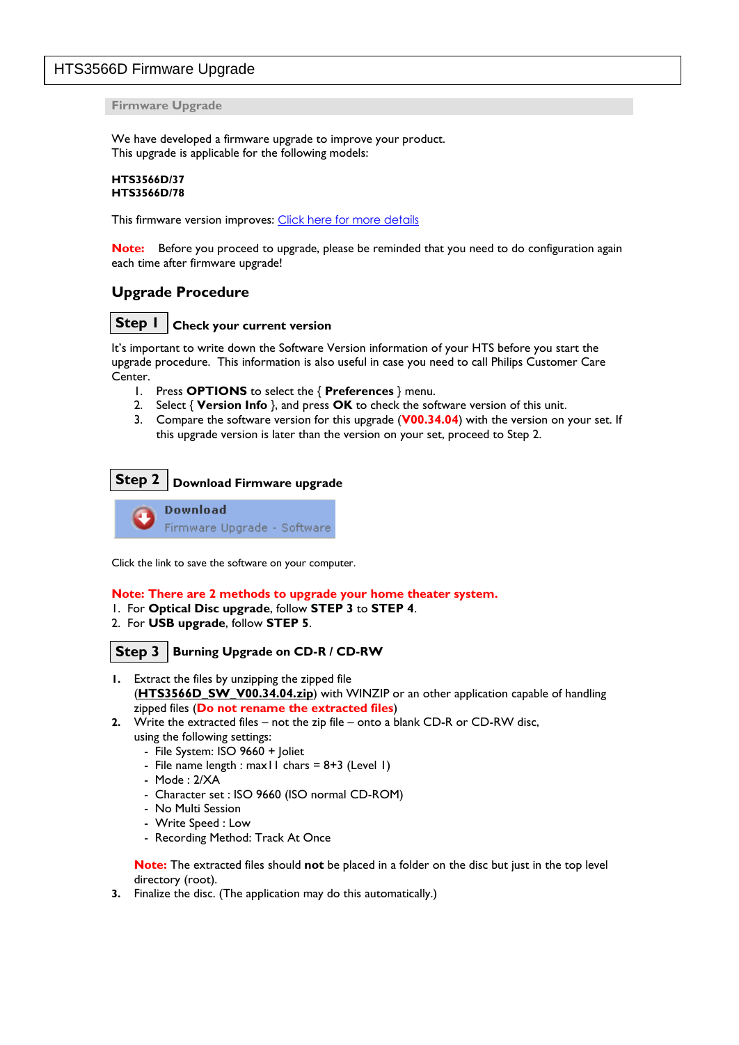# HTS3566D Firmware Upgrade

## Firmware Upgrade

We have developed a firmware upgrade to improve your product.
This upgrade is applicable for the following models:

**HTS3566D/37**
**HTS3566D/78**

This firmware version improves: Click here for more details

**Note:** Before you proceed to upgrade, please be reminded that you need to do configuration again each time after firmware upgrade!

## Upgrade Procedure

### Step 1 Check your current version

It's important to write down the Software Version information of your HTS before you start the upgrade procedure. This information is also useful in case you need to call Philips Customer Care Center.

1. Press **OPTIONS** to select the { **Preferences** } menu.
2. Select { **Version Info** }, and press **OK** to check the software version of this unit.
3. Compare the software version for this upgrade (**V00.34.04**) with the version on your set. If this upgrade version is later than the version on your set, proceed to Step 2.

### Step 2 Download Firmware upgrade

**Download**
Firmware Upgrade - Software

Click the link to save the software on your computer.

**Note: There are 2 methods to upgrade your home theater system.**

1. For **Optical Disc upgrade**, follow **STEP 3** to **STEP 4**.
2. For **USB upgrade**, follow **STEP 5**.

### Step 3 Burning Upgrade on CD-R / CD-RW

1. Extract the files by unzipping the zipped file (**HTS3566D_SW_V00.34.04.zip**) with WINZIP or an other application capable of handling zipped files (**Do not rename the extracted files**)
2. Write the extracted files – not the zip file – onto a blank CD-R or CD-RW disc, using the following settings:
   - File System: ISO 9660 + Joliet
   - File name length : max11 chars = 8+3 (Level 1)
   - Mode : 2/XA
   - Character set : ISO 9660 (ISO normal CD-ROM)
   - No Multi Session
   - Write Speed : Low
   - Recording Method: Track At Once

   **Note:** The extracted files should **not** be placed in a folder on the disc but just in the top level directory (root).
3. Finalize the disc. (The application may do this automatically.)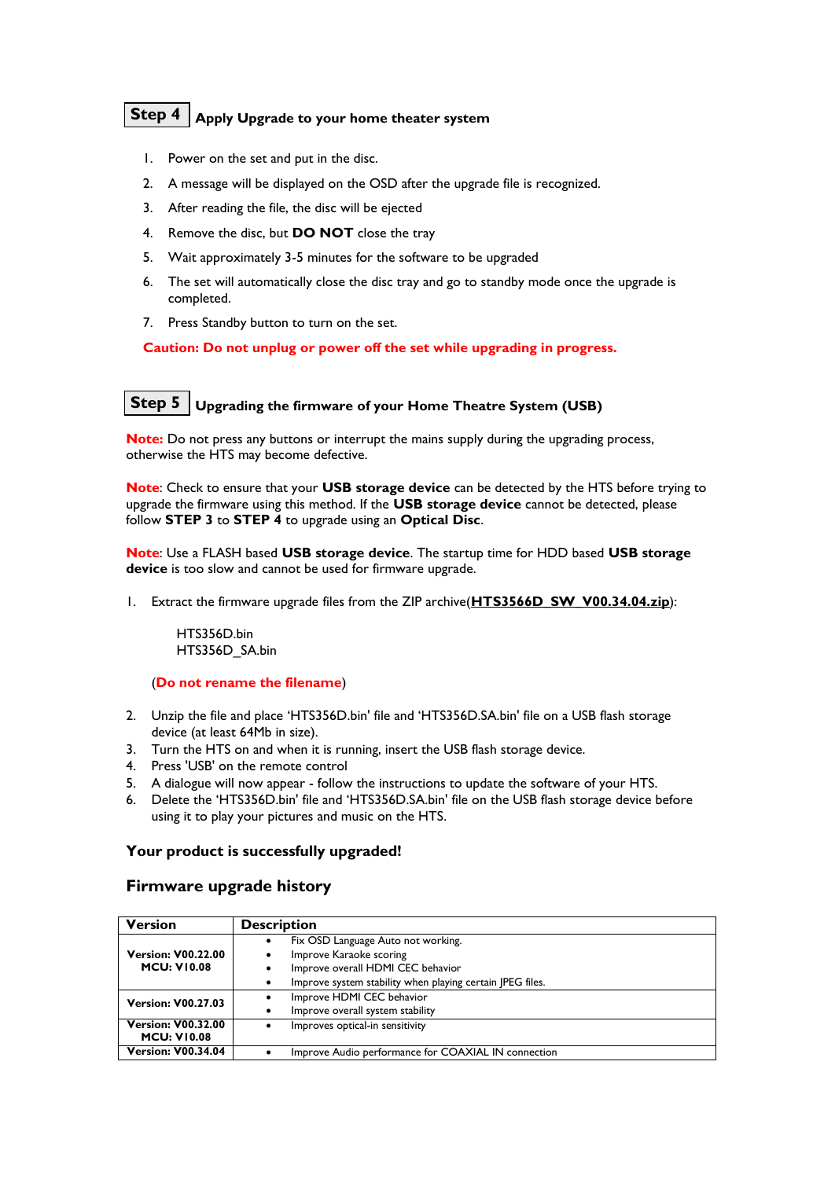**Step 4** **Apply Upgrade to your home theater system**

1. Power on the set and put in the disc.
2. A message will be displayed on the OSD after the upgrade file is recognized.
3. After reading the file, the disc will be ejected
4. Remove the disc, but **DO NOT** close the tray
5. Wait approximately 3-5 minutes for the software to be upgraded
6. The set will automatically close the disc tray and go to standby mode once the upgrade is completed.
7. Press Standby button to turn on the set.

**Caution: Do not unplug or power off the set while upgrading in progress.**

**Step 5** **Upgrading the firmware of your Home Theatre System (USB)**

**Note:** Do not press any buttons or interrupt the mains supply during the upgrading process, otherwise the HTS may become defective.

**Note**: Check to ensure that your **USB storage device** can be detected by the HTS before trying to upgrade the firmware using this method. If the **USB storage device** cannot be detected, please follow **STEP 3** to **STEP 4** to upgrade using an **Optical Disc**.

**Note**: Use a FLASH based **USB storage device**. The startup time for HDD based **USB storage device** is too slow and cannot be used for firmware upgrade.

1. Extract the firmware upgrade files from the ZIP archive(**HTS3566D_SW_V00.34.04.zip**):

   HTS356D.bin
   HTS356D_SA.bin

   (**Do not rename the filename**)

2. Unzip the file and place 'HTS356D.bin' file and 'HTS356D.SA.bin' file on a USB flash storage device (at least 64Mb in size).
3. Turn the HTS on and when it is running, insert the USB flash storage device.
4. Press 'USB' on the remote control
5. A dialogue will now appear - follow the instructions to update the software of your HTS.
6. Delete the 'HTS356D.bin' file and 'HTS356D.SA.bin' file on the USB flash storage device before using it to play your pictures and music on the HTS.

### Your product is successfully upgraded!

### Firmware upgrade history

| Version | Description |
|---|---|
| **Version: V00.22.00** **MCU: V10.08** | • Fix OSD Language Auto not working.<br>• Improve Karaoke scoring<br>• Improve overall HDMI CEC behavior<br>• Improve system stability when playing certain JPEG files. |
| **Version: V00.27.03** | • Improve HDMI CEC behavior<br>• Improve overall system stability |
| **Version: V00.32.00** **MCU: V10.08** | • Improves optical-in sensitivity |
| **Version: V00.34.04** | • Improve Audio performance for COAXIAL IN connection |